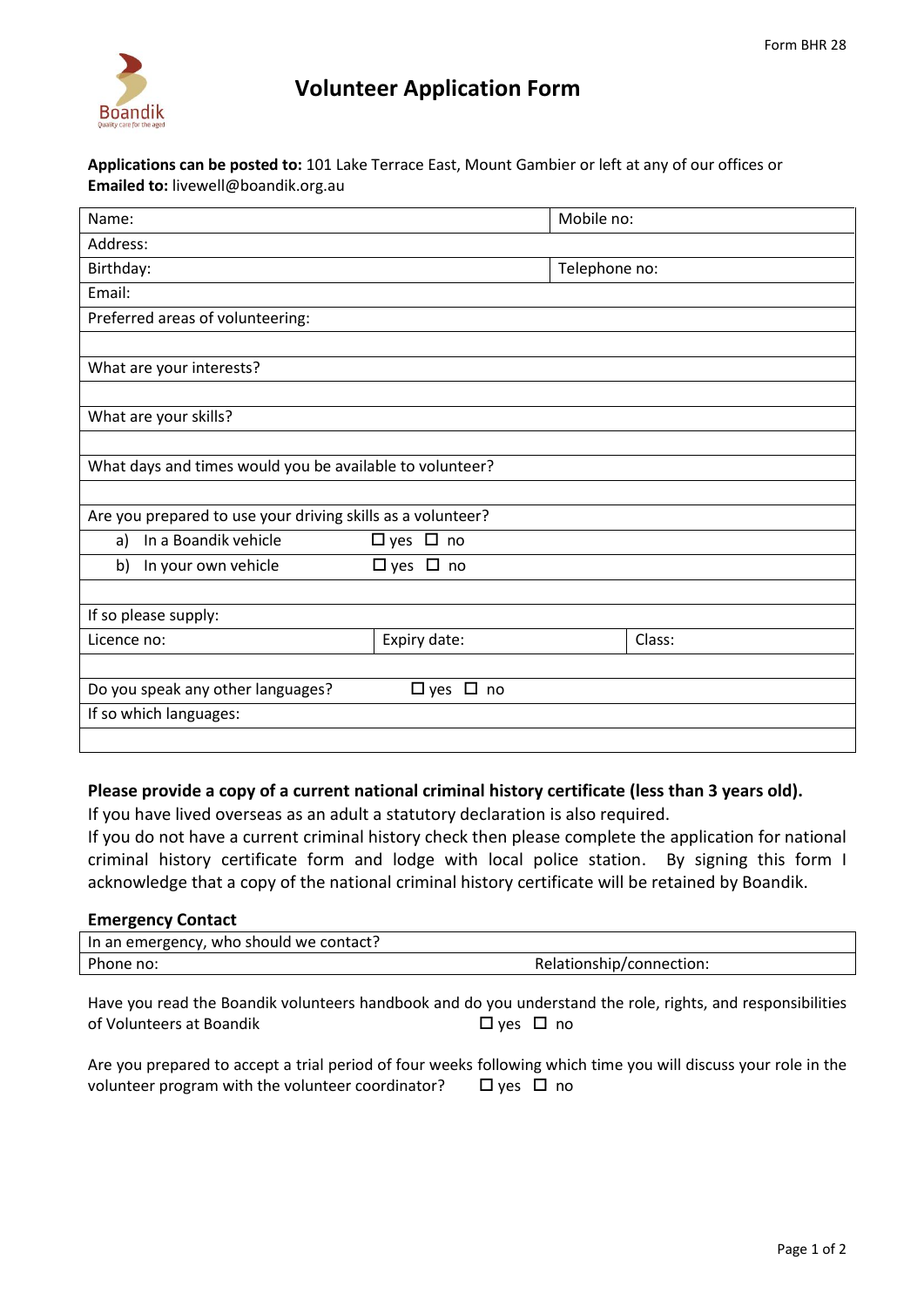Form BHR 28

# Volunteer Application Form

**Applications can be posted to:** 101 Lake Terrace East, Mount Gambier or left at any of our offices or
**Emailed to:** livewell@boandik.org.au

| Name: | | Mobile no: |
|---|---|---|
| Address: | | |
| Birthday: | | Telephone no: |
| Email: | | |
| Preferred areas of volunteering: | | |
| | | |
| What are your interests? | | |
| | | |
| What are your skills? | | |
| | | |
| What days and times would you be available to volunteer? | | |
| | | |
| Are you prepared to use your driving skills as a volunteer? | | |
| a) In a Boandik vehicle | ☐ yes ☐ no | |
| b) In your own vehicle | ☐ yes ☐ no | |
| | | |
| If so please supply: | | |
| Licence no: | Expiry date: | Class: |
| | | |
| Do you speak any other languages? | ☐ yes ☐ no | |
| If so which languages: | | |
| | | |

**Please provide a copy of a current national criminal history certificate (less than 3 years old).**
If you have lived overseas as an adult a statutory declaration is also required.
If you do not have a current criminal history check then please complete the application for national criminal history certificate form and lodge with local police station. By signing this form I acknowledge that a copy of the national criminal history certificate will be retained by Boandik.

**Emergency Contact**

| In an emergency, who should we contact? | |
|---|---|
| Phone no: | Relationship/connection: |

Have you read the Boandik volunteers handbook and do you understand the role, rights, and responsibilities of Volunteers at Boandik ☐ yes ☐ no

Are you prepared to accept a trial period of four weeks following which time you will discuss your role in the volunteer program with the volunteer coordinator? ☐ yes ☐ no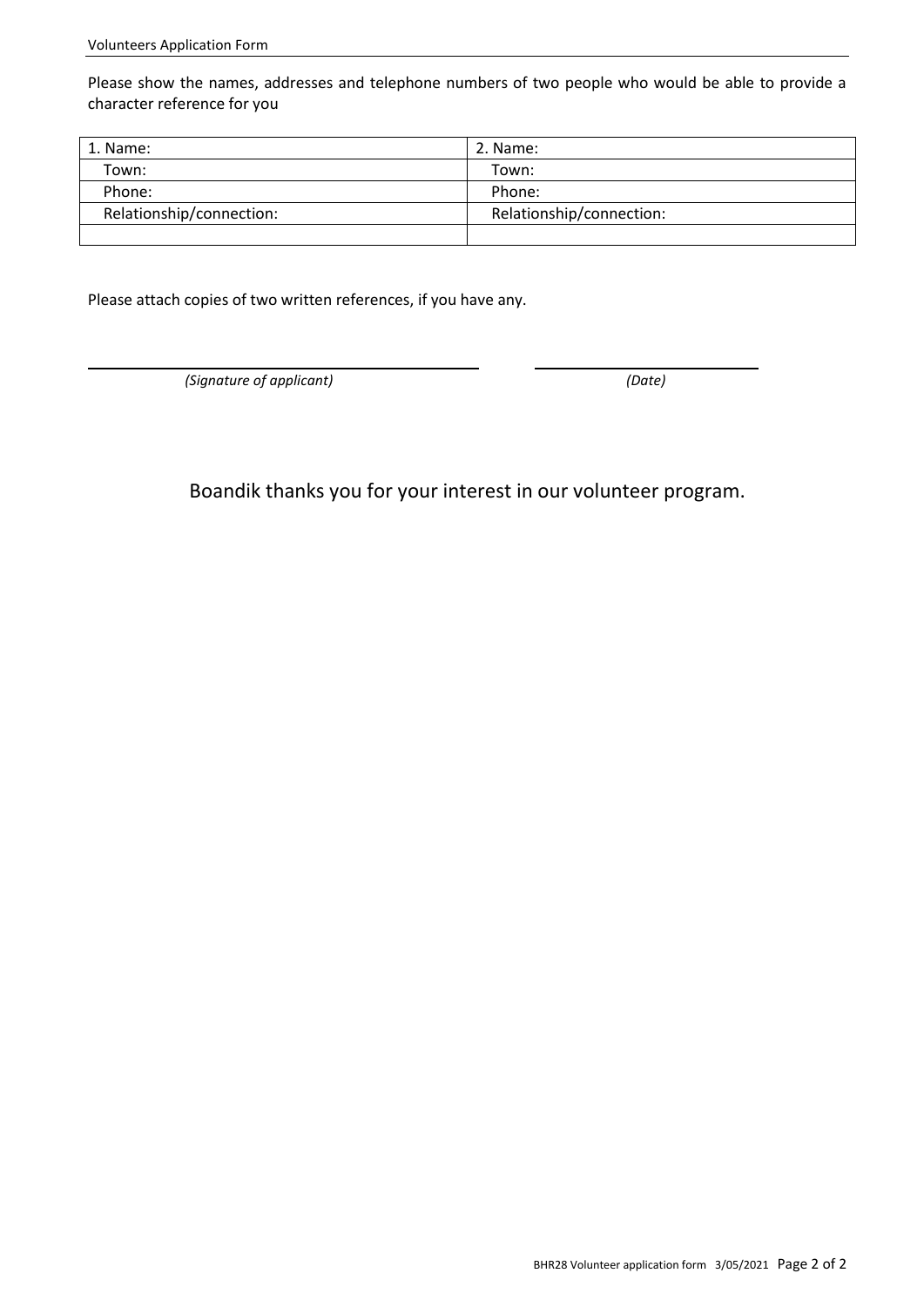Please show the names, addresses and telephone numbers of two people who would be able to provide a character reference for you

| | |
|---|---|
| 1. Name: | 2. Name: |
| Town: | Town: |
| Phone: | Phone: |
| Relationship/connection: | Relationship/connection: |
| | |

Please attach copies of two written references, if you have any.

*(Signature of applicant)* *(Date)*

Boandik thanks you for your interest in our volunteer program.